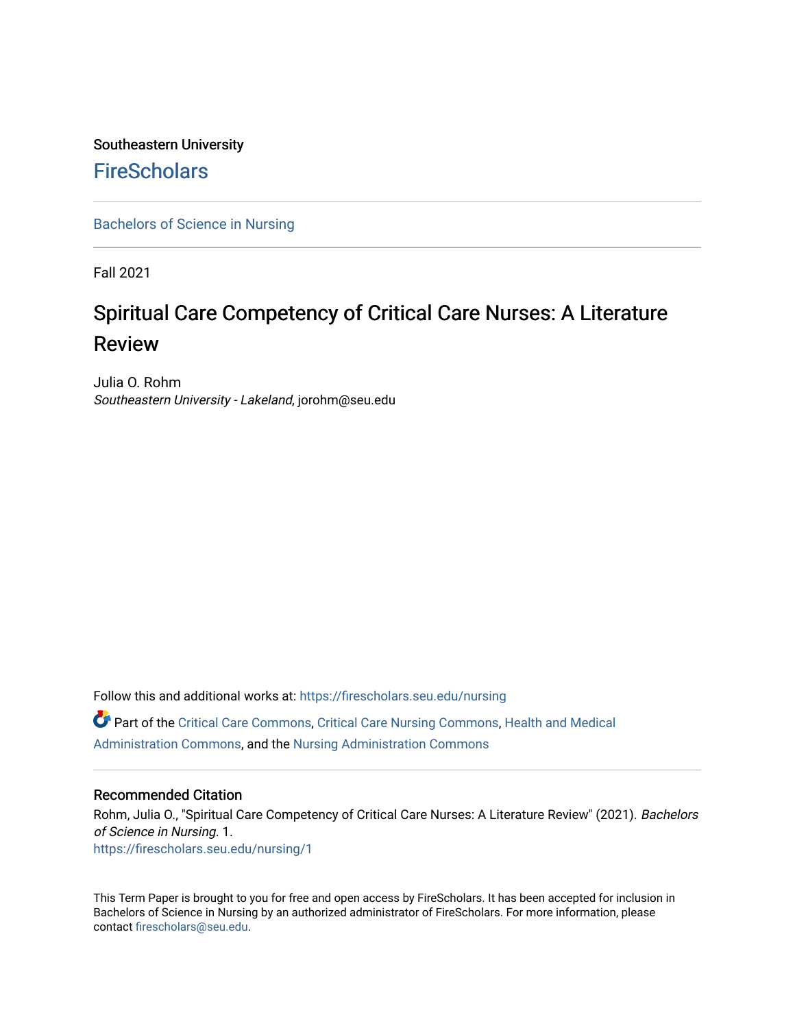Southeastern University

# FireScholars

Bachelors of Science in Nursing

Fall 2021

# Spiritual Care Competency of Critical Care Nurses: A Literature Review

Julia O. Rohm
*Southeastern University - Lakeland*, jorohm@seu.edu

Follow this and additional works at: https://firescholars.seu.edu/nursing

Part of the Critical Care Commons, Critical Care Nursing Commons, Health and Medical Administration Commons, and the Nursing Administration Commons

## Recommended Citation

Rohm, Julia O., "Spiritual Care Competency of Critical Care Nurses: A Literature Review" (2021). *Bachelors of Science in Nursing*. 1.
https://firescholars.seu.edu/nursing/1

This Term Paper is brought to you for free and open access by FireScholars. It has been accepted for inclusion in Bachelors of Science in Nursing by an authorized administrator of FireScholars. For more information, please contact firescholars@seu.edu.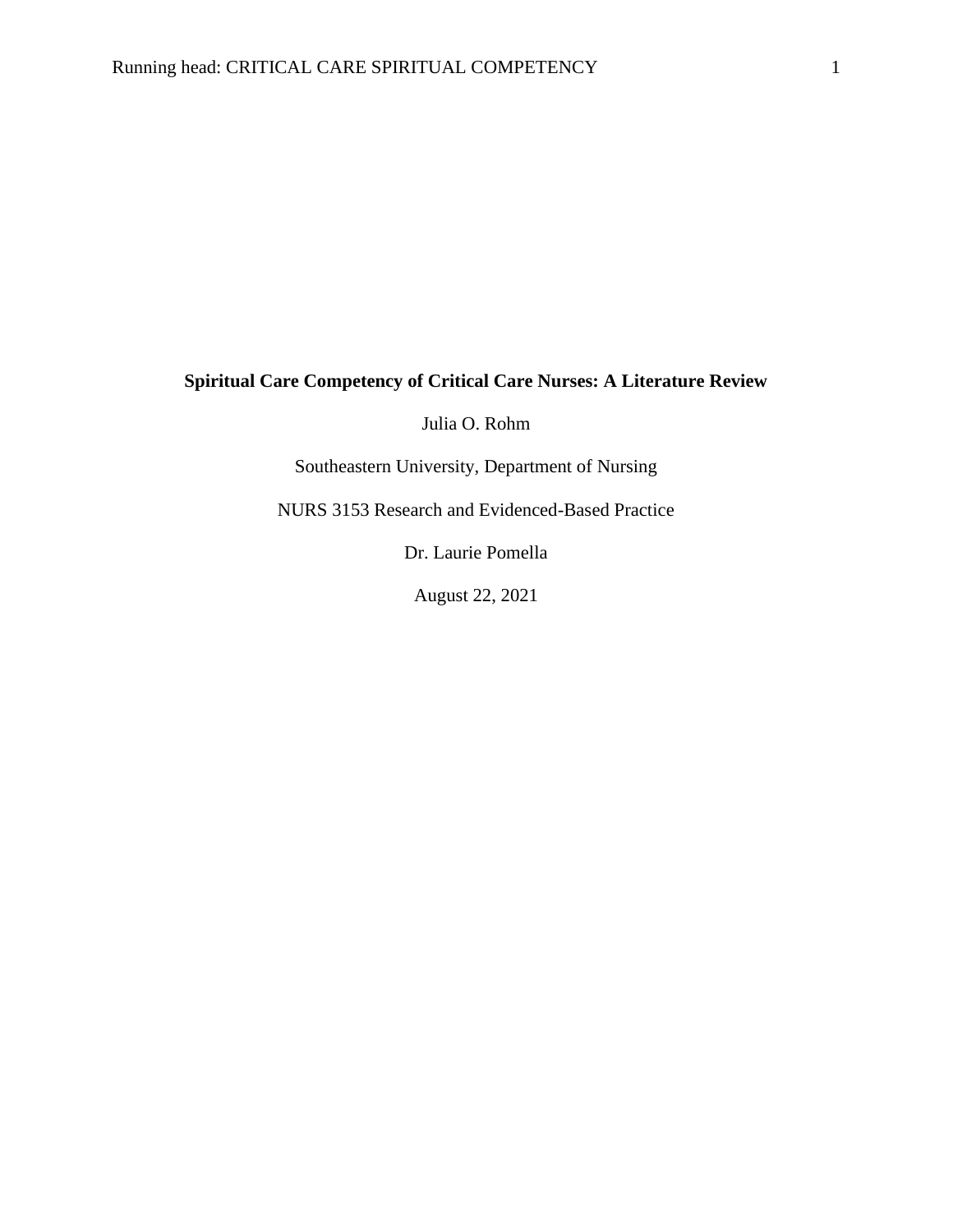**Spiritual Care Competency of Critical Care Nurses: A Literature Review**

Julia O. Rohm

Southeastern University, Department of Nursing

NURS 3153 Research and Evidenced-Based Practice

Dr. Laurie Pomella

August 22, 2021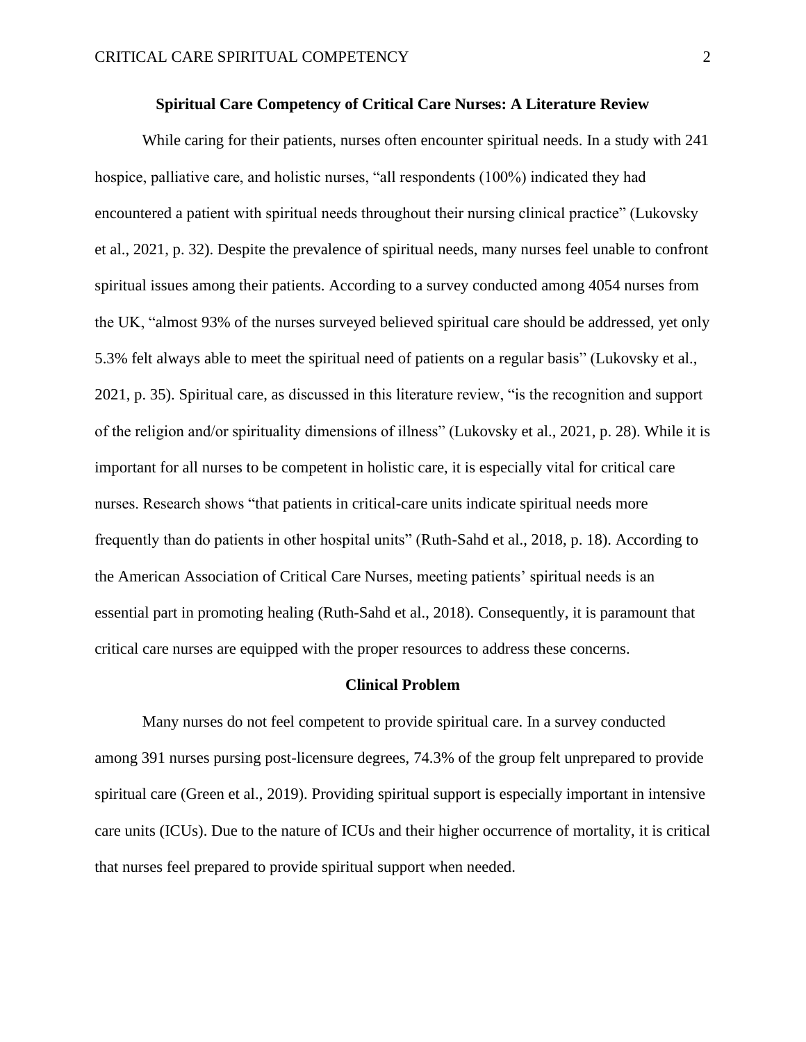# Spiritual Care Competency of Critical Care Nurses: A Literature Review

While caring for their patients, nurses often encounter spiritual needs. In a study with 241 hospice, palliative care, and holistic nurses, "all respondents (100%) indicated they had encountered a patient with spiritual needs throughout their nursing clinical practice" (Lukovsky et al., 2021, p. 32). Despite the prevalence of spiritual needs, many nurses feel unable to confront spiritual issues among their patients. According to a survey conducted among 4054 nurses from the UK, "almost 93% of the nurses surveyed believed spiritual care should be addressed, yet only 5.3% felt always able to meet the spiritual need of patients on a regular basis" (Lukovsky et al., 2021, p. 35). Spiritual care, as discussed in this literature review, "is the recognition and support of the religion and/or spirituality dimensions of illness" (Lukovsky et al., 2021, p. 28). While it is important for all nurses to be competent in holistic care, it is especially vital for critical care nurses. Research shows "that patients in critical-care units indicate spiritual needs more frequently than do patients in other hospital units" (Ruth-Sahd et al., 2018, p. 18). According to the American Association of Critical Care Nurses, meeting patients' spiritual needs is an essential part in promoting healing (Ruth-Sahd et al., 2018). Consequently, it is paramount that critical care nurses are equipped with the proper resources to address these concerns.

## Clinical Problem

Many nurses do not feel competent to provide spiritual care. In a survey conducted among 391 nurses pursing post-licensure degrees, 74.3% of the group felt unprepared to provide spiritual care (Green et al., 2019). Providing spiritual support is especially important in intensive care units (ICUs). Due to the nature of ICUs and their higher occurrence of mortality, it is critical that nurses feel prepared to provide spiritual support when needed.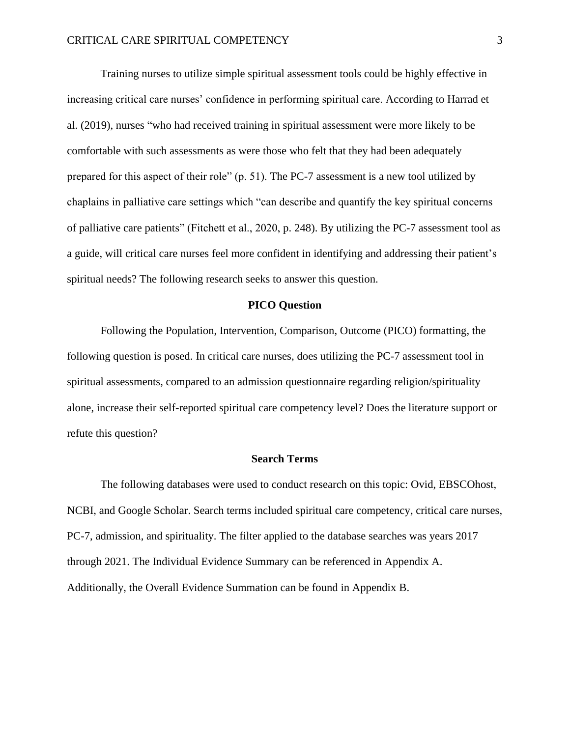Training nurses to utilize simple spiritual assessment tools could be highly effective in increasing critical care nurses' confidence in performing spiritual care. According to Harrad et al. (2019), nurses "who had received training in spiritual assessment were more likely to be comfortable with such assessments as were those who felt that they had been adequately prepared for this aspect of their role" (p. 51). The PC-7 assessment is a new tool utilized by chaplains in palliative care settings which "can describe and quantify the key spiritual concerns of palliative care patients" (Fitchett et al., 2020, p. 248). By utilizing the PC-7 assessment tool as a guide, will critical care nurses feel more confident in identifying and addressing their patient's spiritual needs? The following research seeks to answer this question.

## PICO Question

Following the Population, Intervention, Comparison, Outcome (PICO) formatting, the following question is posed. In critical care nurses, does utilizing the PC-7 assessment tool in spiritual assessments, compared to an admission questionnaire regarding religion/spirituality alone, increase their self-reported spiritual care competency level? Does the literature support or refute this question?

## Search Terms

The following databases were used to conduct research on this topic: Ovid, EBSCOhost, NCBI, and Google Scholar. Search terms included spiritual care competency, critical care nurses, PC-7, admission, and spirituality. The filter applied to the database searches was years 2017 through 2021. The Individual Evidence Summary can be referenced in Appendix A. Additionally, the Overall Evidence Summation can be found in Appendix B.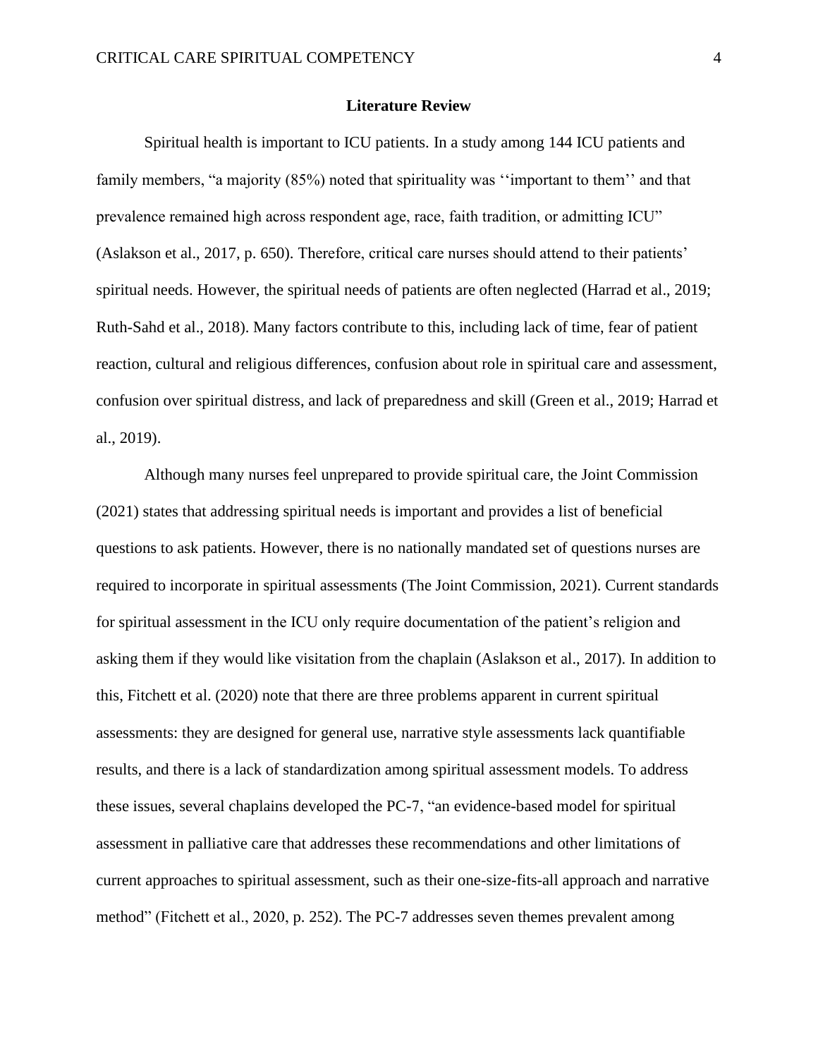## Literature Review

Spiritual health is important to ICU patients. In a study among 144 ICU patients and family members, "a majority (85%) noted that spirituality was ''important to them'' and that prevalence remained high across respondent age, race, faith tradition, or admitting ICU" (Aslakson et al., 2017, p. 650). Therefore, critical care nurses should attend to their patients' spiritual needs. However, the spiritual needs of patients are often neglected (Harrad et al., 2019; Ruth-Sahd et al., 2018). Many factors contribute to this, including lack of time, fear of patient reaction, cultural and religious differences, confusion about role in spiritual care and assessment, confusion over spiritual distress, and lack of preparedness and skill (Green et al., 2019; Harrad et al., 2019).

Although many nurses feel unprepared to provide spiritual care, the Joint Commission (2021) states that addressing spiritual needs is important and provides a list of beneficial questions to ask patients. However, there is no nationally mandated set of questions nurses are required to incorporate in spiritual assessments (The Joint Commission, 2021). Current standards for spiritual assessment in the ICU only require documentation of the patient's religion and asking them if they would like visitation from the chaplain (Aslakson et al., 2017). In addition to this, Fitchett et al. (2020) note that there are three problems apparent in current spiritual assessments: they are designed for general use, narrative style assessments lack quantifiable results, and there is a lack of standardization among spiritual assessment models. To address these issues, several chaplains developed the PC-7, "an evidence-based model for spiritual assessment in palliative care that addresses these recommendations and other limitations of current approaches to spiritual assessment, such as their one-size-fits-all approach and narrative method" (Fitchett et al., 2020, p. 252). The PC-7 addresses seven themes prevalent among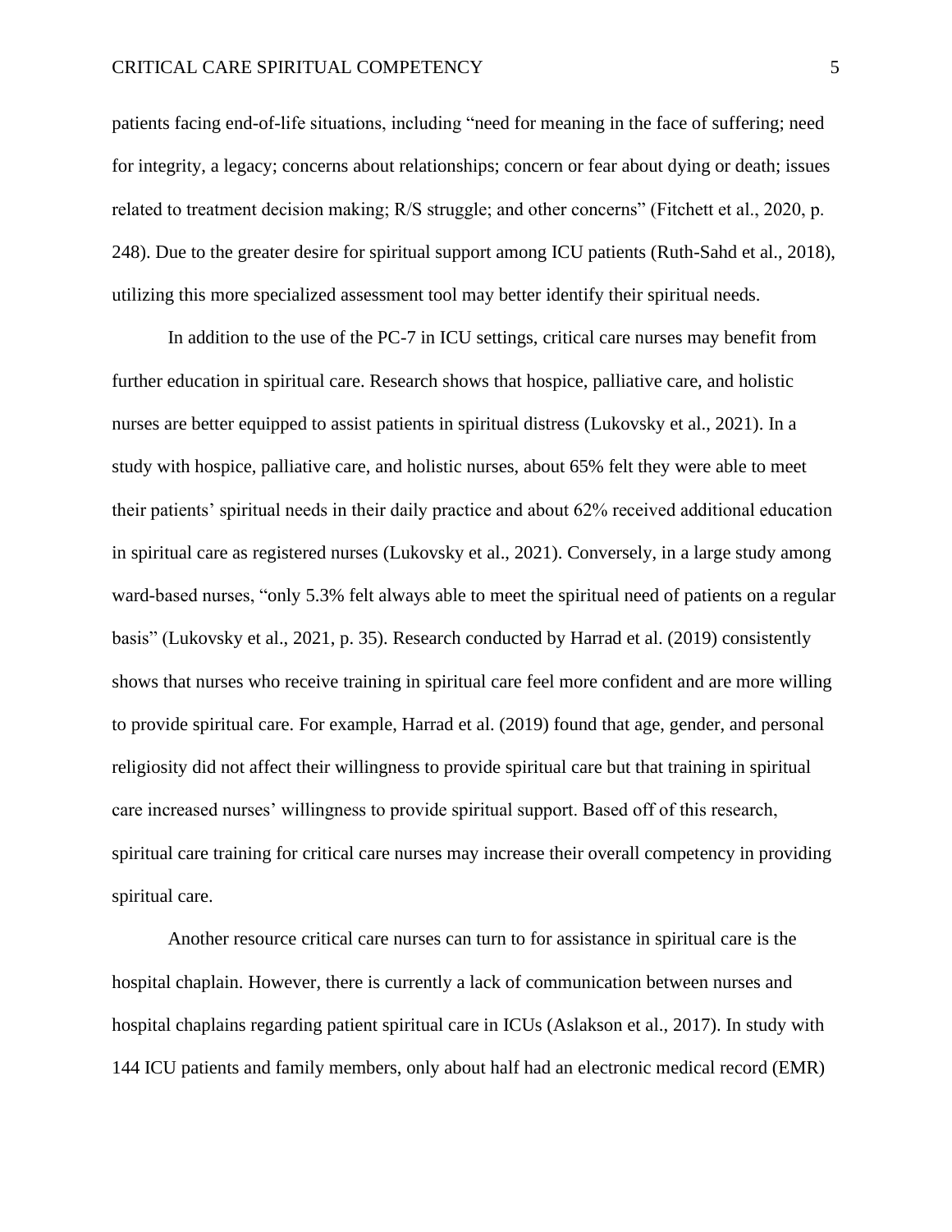patients facing end-of-life situations, including "need for meaning in the face of suffering; need for integrity, a legacy; concerns about relationships; concern or fear about dying or death; issues related to treatment decision making; R/S struggle; and other concerns" (Fitchett et al., 2020, p. 248). Due to the greater desire for spiritual support among ICU patients (Ruth-Sahd et al., 2018), utilizing this more specialized assessment tool may better identify their spiritual needs.

In addition to the use of the PC-7 in ICU settings, critical care nurses may benefit from further education in spiritual care. Research shows that hospice, palliative care, and holistic nurses are better equipped to assist patients in spiritual distress (Lukovsky et al., 2021). In a study with hospice, palliative care, and holistic nurses, about 65% felt they were able to meet their patients' spiritual needs in their daily practice and about 62% received additional education in spiritual care as registered nurses (Lukovsky et al., 2021). Conversely, in a large study among ward-based nurses, "only 5.3% felt always able to meet the spiritual need of patients on a regular basis" (Lukovsky et al., 2021, p. 35). Research conducted by Harrad et al. (2019) consistently shows that nurses who receive training in spiritual care feel more confident and are more willing to provide spiritual care. For example, Harrad et al. (2019) found that age, gender, and personal religiosity did not affect their willingness to provide spiritual care but that training in spiritual care increased nurses' willingness to provide spiritual support. Based off of this research, spiritual care training for critical care nurses may increase their overall competency in providing spiritual care.

Another resource critical care nurses can turn to for assistance in spiritual care is the hospital chaplain. However, there is currently a lack of communication between nurses and hospital chaplains regarding patient spiritual care in ICUs (Aslakson et al., 2017). In study with 144 ICU patients and family members, only about half had an electronic medical record (EMR)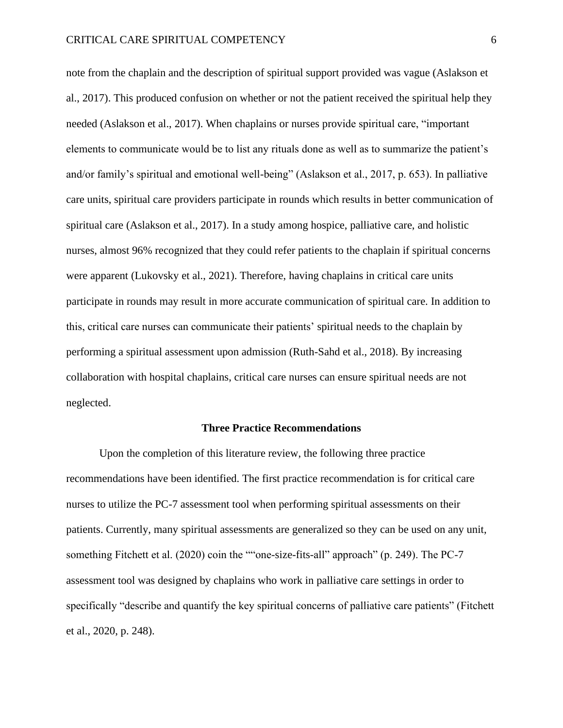note from the chaplain and the description of spiritual support provided was vague (Aslakson et al., 2017). This produced confusion on whether or not the patient received the spiritual help they needed (Aslakson et al., 2017). When chaplains or nurses provide spiritual care, "important elements to communicate would be to list any rituals done as well as to summarize the patient's and/or family's spiritual and emotional well-being" (Aslakson et al., 2017, p. 653). In palliative care units, spiritual care providers participate in rounds which results in better communication of spiritual care (Aslakson et al., 2017). In a study among hospice, palliative care, and holistic nurses, almost 96% recognized that they could refer patients to the chaplain if spiritual concerns were apparent (Lukovsky et al., 2021). Therefore, having chaplains in critical care units participate in rounds may result in more accurate communication of spiritual care. In addition to this, critical care nurses can communicate their patients' spiritual needs to the chaplain by performing a spiritual assessment upon admission (Ruth-Sahd et al., 2018). By increasing collaboration with hospital chaplains, critical care nurses can ensure spiritual needs are not neglected.

## Three Practice Recommendations

Upon the completion of this literature review, the following three practice recommendations have been identified. The first practice recommendation is for critical care nurses to utilize the PC-7 assessment tool when performing spiritual assessments on their patients. Currently, many spiritual assessments are generalized so they can be used on any unit, something Fitchett et al. (2020) coin the ""one-size-fits-all" approach" (p. 249). The PC-7 assessment tool was designed by chaplains who work in palliative care settings in order to specifically "describe and quantify the key spiritual concerns of palliative care patients" (Fitchett et al., 2020, p. 248).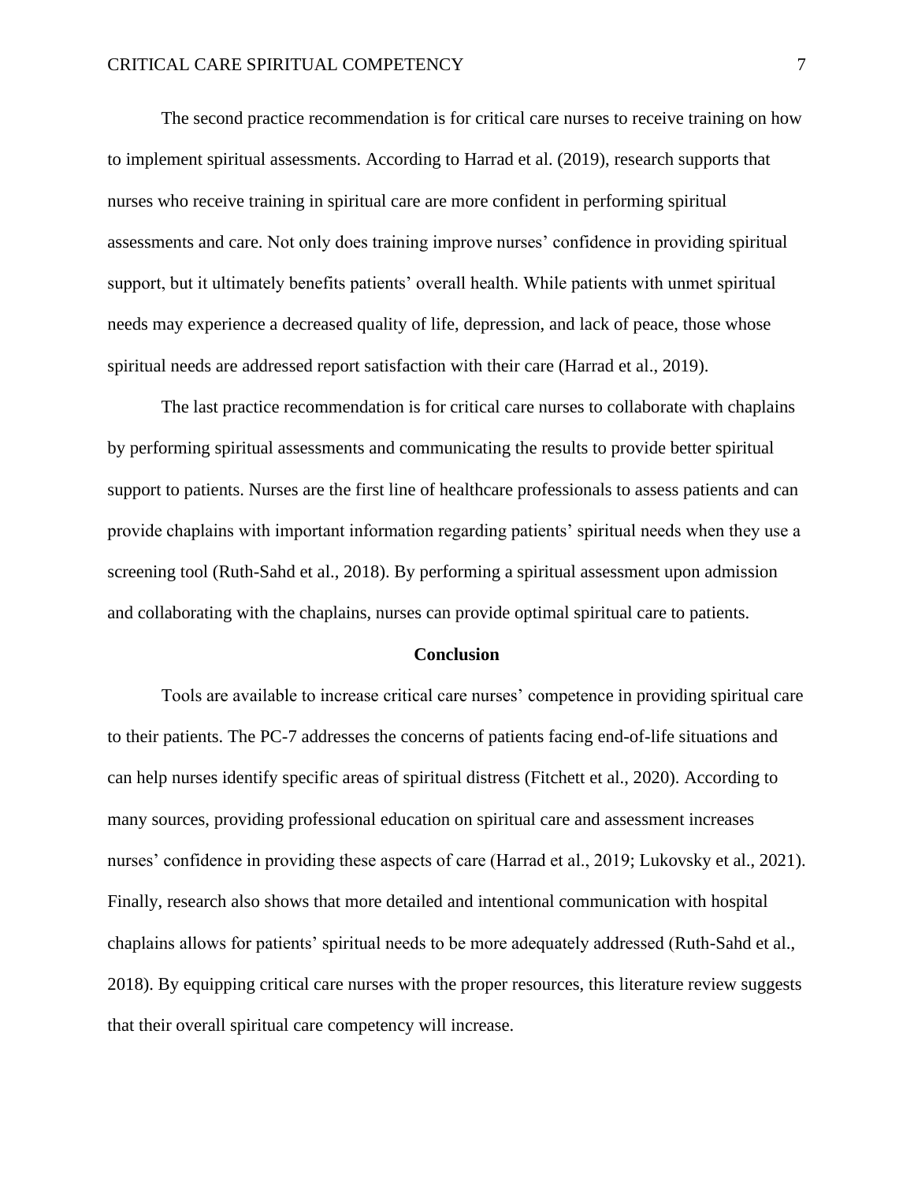The second practice recommendation is for critical care nurses to receive training on how to implement spiritual assessments. According to Harrad et al. (2019), research supports that nurses who receive training in spiritual care are more confident in performing spiritual assessments and care. Not only does training improve nurses' confidence in providing spiritual support, but it ultimately benefits patients' overall health. While patients with unmet spiritual needs may experience a decreased quality of life, depression, and lack of peace, those whose spiritual needs are addressed report satisfaction with their care (Harrad et al., 2019).

The last practice recommendation is for critical care nurses to collaborate with chaplains by performing spiritual assessments and communicating the results to provide better spiritual support to patients. Nurses are the first line of healthcare professionals to assess patients and can provide chaplains with important information regarding patients' spiritual needs when they use a screening tool (Ruth-Sahd et al., 2018). By performing a spiritual assessment upon admission and collaborating with the chaplains, nurses can provide optimal spiritual care to patients.

## Conclusion

Tools are available to increase critical care nurses' competence in providing spiritual care to their patients. The PC-7 addresses the concerns of patients facing end-of-life situations and can help nurses identify specific areas of spiritual distress (Fitchett et al., 2020). According to many sources, providing professional education on spiritual care and assessment increases nurses' confidence in providing these aspects of care (Harrad et al., 2019; Lukovsky et al., 2021). Finally, research also shows that more detailed and intentional communication with hospital chaplains allows for patients' spiritual needs to be more adequately addressed (Ruth-Sahd et al., 2018). By equipping critical care nurses with the proper resources, this literature review suggests that their overall spiritual care competency will increase.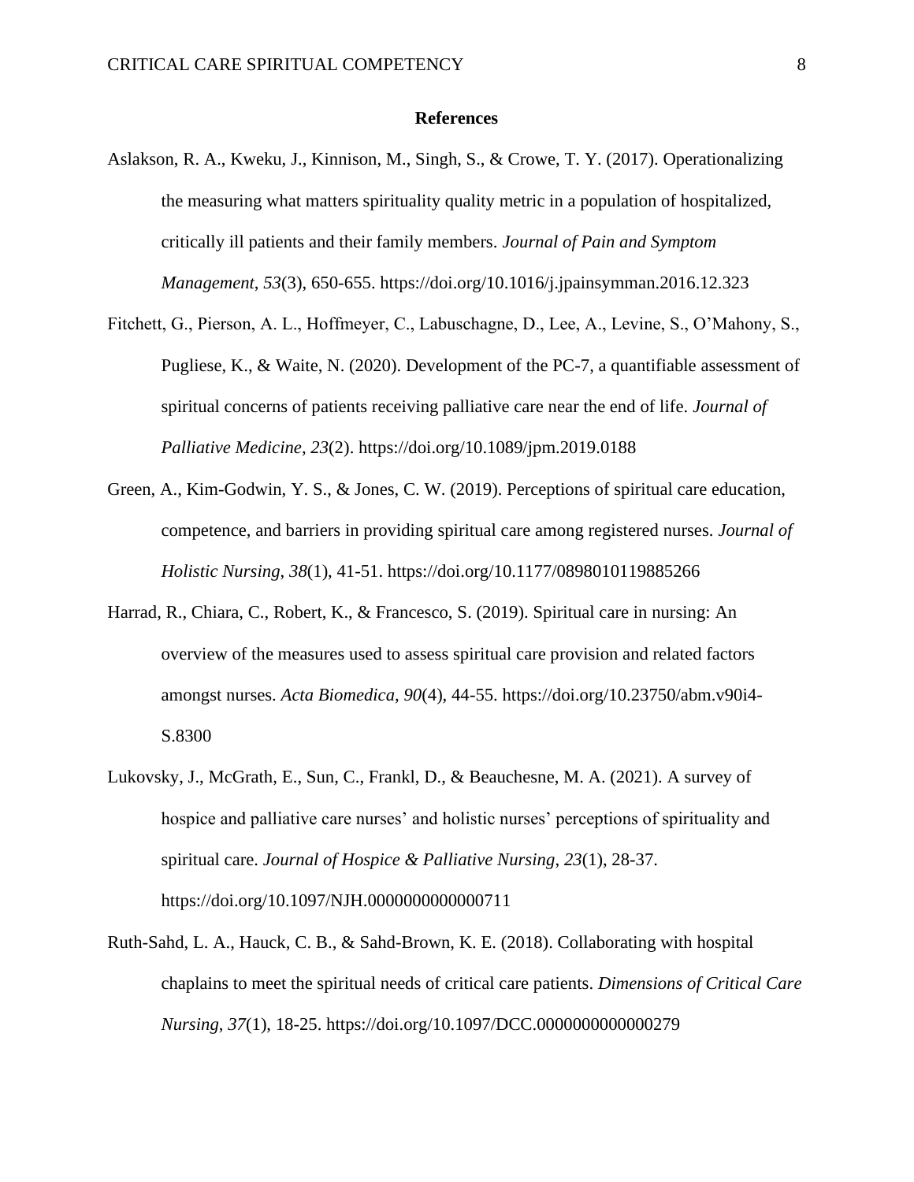# References

Aslakson, R. A., Kweku, J., Kinnison, M., Singh, S., & Crowe, T. Y. (2017). Operationalizing the measuring what matters spirituality quality metric in a population of hospitalized, critically ill patients and their family members. *Journal of Pain and Symptom Management*, *53*(3), 650-655. https://doi.org/10.1016/j.jpainsymman.2016.12.323

Fitchett, G., Pierson, A. L., Hoffmeyer, C., Labuschagne, D., Lee, A., Levine, S., O'Mahony, S., Pugliese, K., & Waite, N. (2020). Development of the PC-7, a quantifiable assessment of spiritual concerns of patients receiving palliative care near the end of life. *Journal of Palliative Medicine*, *23*(2). https://doi.org/10.1089/jpm.2019.0188

Green, A., Kim-Godwin, Y. S., & Jones, C. W. (2019). Perceptions of spiritual care education, competence, and barriers in providing spiritual care among registered nurses. *Journal of Holistic Nursing*, *38*(1), 41-51. https://doi.org/10.1177/0898010119885266

Harrad, R., Chiara, C., Robert, K., & Francesco, S. (2019). Spiritual care in nursing: An overview of the measures used to assess spiritual care provision and related factors amongst nurses. *Acta Biomedica*, *90*(4), 44-55. https://doi.org/10.23750/abm.v90i4-S.8300

Lukovsky, J., McGrath, E., Sun, C., Frankl, D., & Beauchesne, M. A. (2021). A survey of hospice and palliative care nurses' and holistic nurses' perceptions of spirituality and spiritual care. *Journal of Hospice & Palliative Nursing*, *23*(1), 28-37. https://doi.org/10.1097/NJH.0000000000000711

Ruth-Sahd, L. A., Hauck, C. B., & Sahd-Brown, K. E. (2018). Collaborating with hospital chaplains to meet the spiritual needs of critical care patients. *Dimensions of Critical Care Nursing*, *37*(1), 18-25. https://doi.org/10.1097/DCC.0000000000000279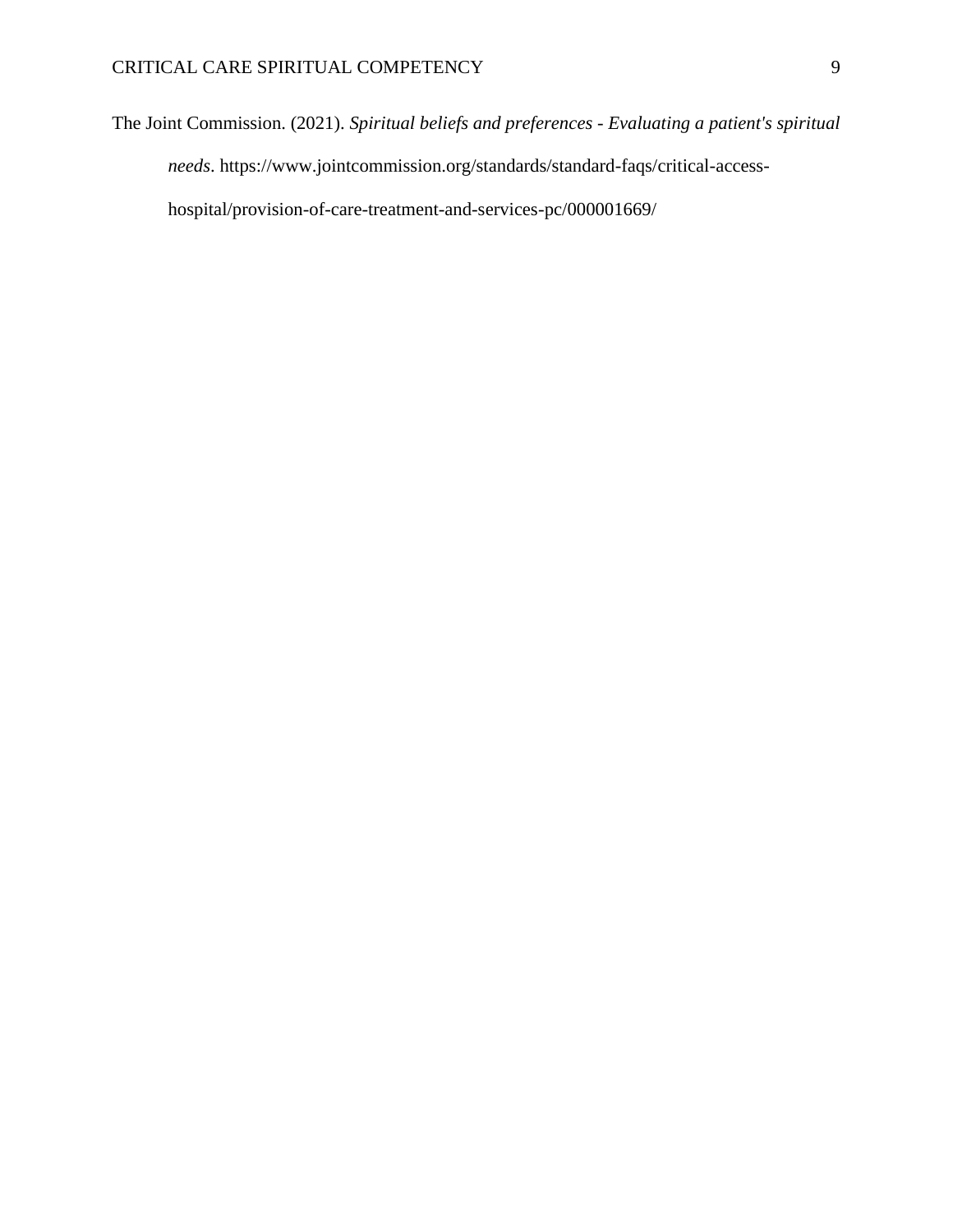The Joint Commission. (2021). *Spiritual beliefs and preferences - Evaluating a patient's spiritual needs*. https://www.jointcommission.org/standards/standard-faqs/critical-access-hospital/provision-of-care-treatment-and-services-pc/000001669/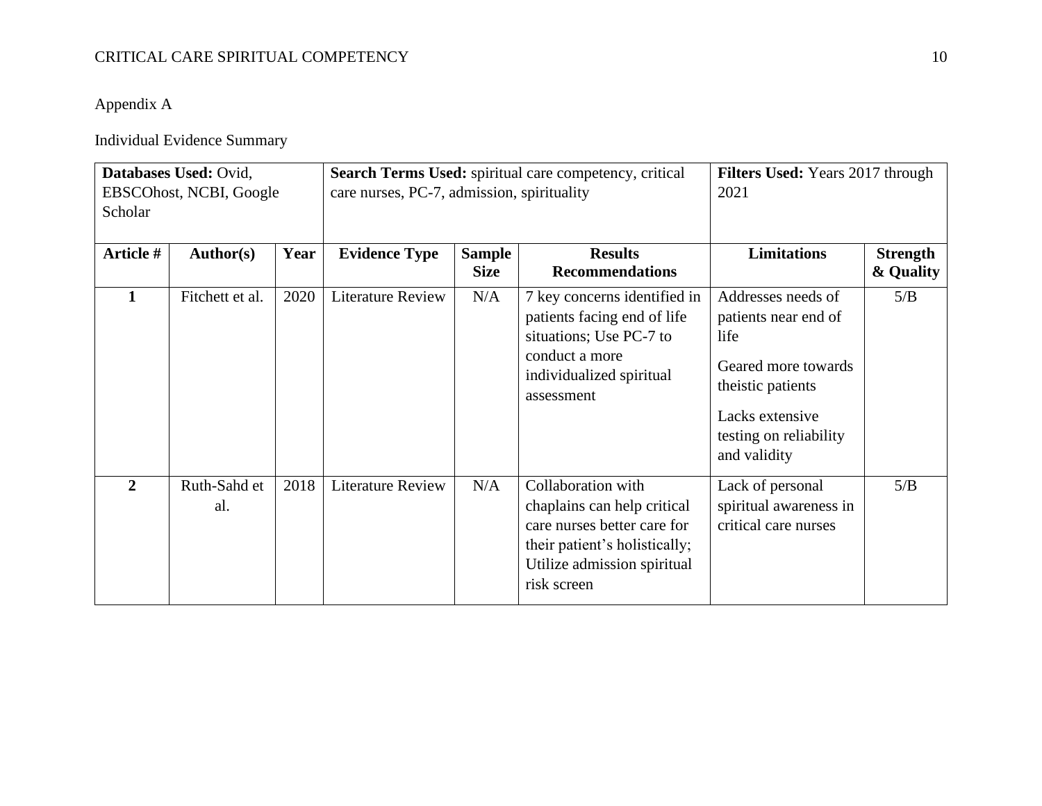Appendix A

Individual Evidence Summary

| **Databases Used:** Ovid, EBSCOhost, NCBI, Google Scholar | | | **Search Terms Used:** spiritual care competency, critical care nurses, PC-7, admission, spirituality | | | **Filters Used:** Years 2017 through 2021 | |
|---|---|---|---|---|---|---|---|
| **Article #** | **Author(s)** | **Year** | **Evidence Type** | **Sample Size** | **Results Recommendations** | **Limitations** | **Strength & Quality** |
| **1** | Fitchett et al. | 2020 | Literature Review | N/A | 7 key concerns identified in patients facing end of life situations; Use PC-7 to conduct a more individualized spiritual assessment | Addresses needs of patients near end of life<br><br>Geared more towards theistic patients<br><br>Lacks extensive testing on reliability and validity | 5/B |
| **2** | Ruth-Sahd et al. | 2018 | Literature Review | N/A | Collaboration with chaplains can help critical care nurses better care for their patient's holistically; Utilize admission spiritual risk screen | Lack of personal spiritual awareness in critical care nurses | 5/B |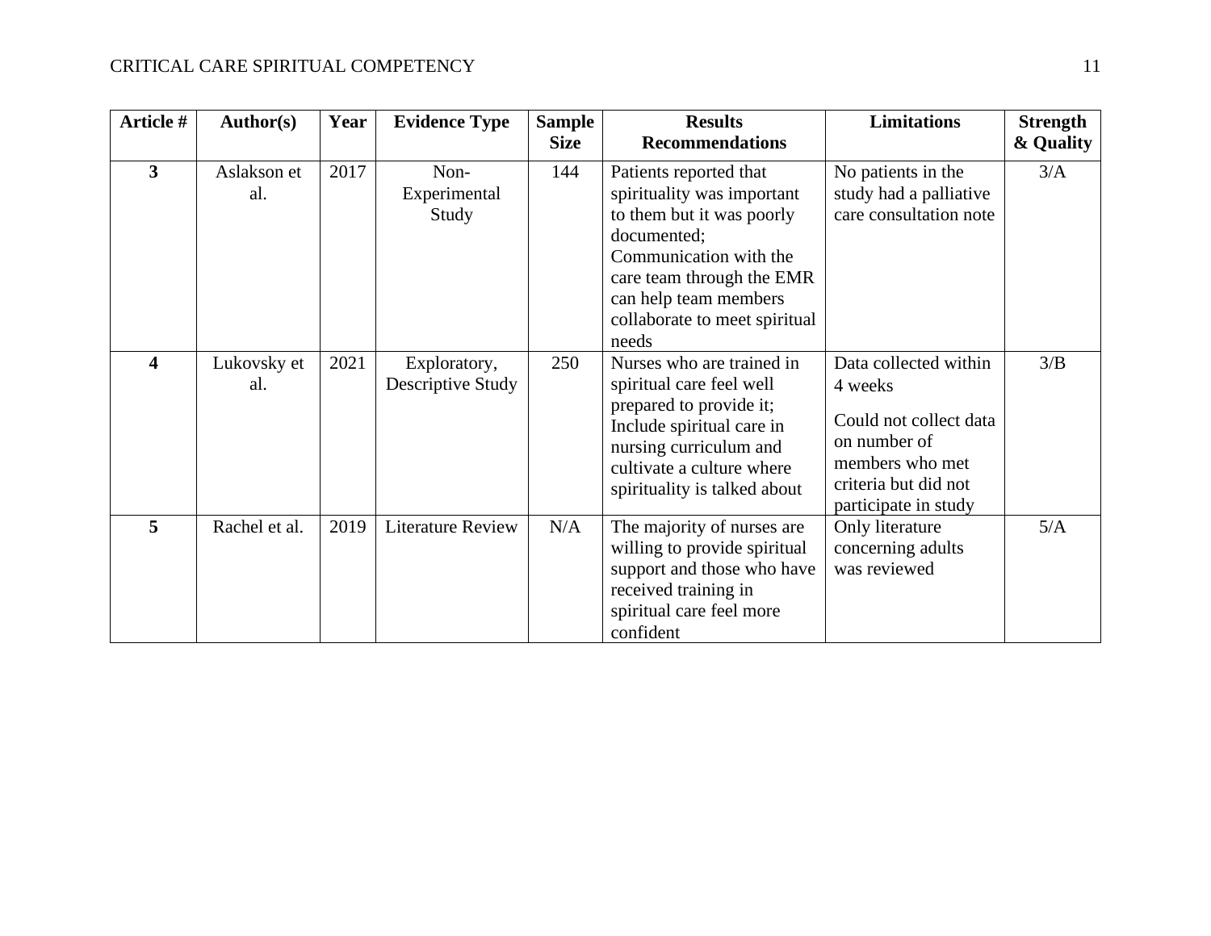| Article # | Author(s) | Year | Evidence Type | Sample Size | Results Recommendations | Limitations | Strength & Quality |
|---|---|---|---|---|---|---|---|
| **3** | Aslakson et al. | 2017 | Non-Experimental Study | 144 | Patients reported that spirituality was important to them but it was poorly documented; Communication with the care team through the EMR can help team members collaborate to meet spiritual needs | No patients in the study had a palliative care consultation note | 3/A |
| **4** | Lukovsky et al. | 2021 | Exploratory, Descriptive Study | 250 | Nurses who are trained in spiritual care feel well prepared to provide it; Include spiritual care in nursing curriculum and cultivate a culture where spirituality is talked about | Data collected within 4 weeks<br><br>Could not collect data on number of members who met criteria but did not participate in study | 3/B |
| **5** | Rachel et al. | 2019 | Literature Review | N/A | The majority of nurses are willing to provide spiritual support and those who have received training in spiritual care feel more confident | Only literature concerning adults was reviewed | 5/A |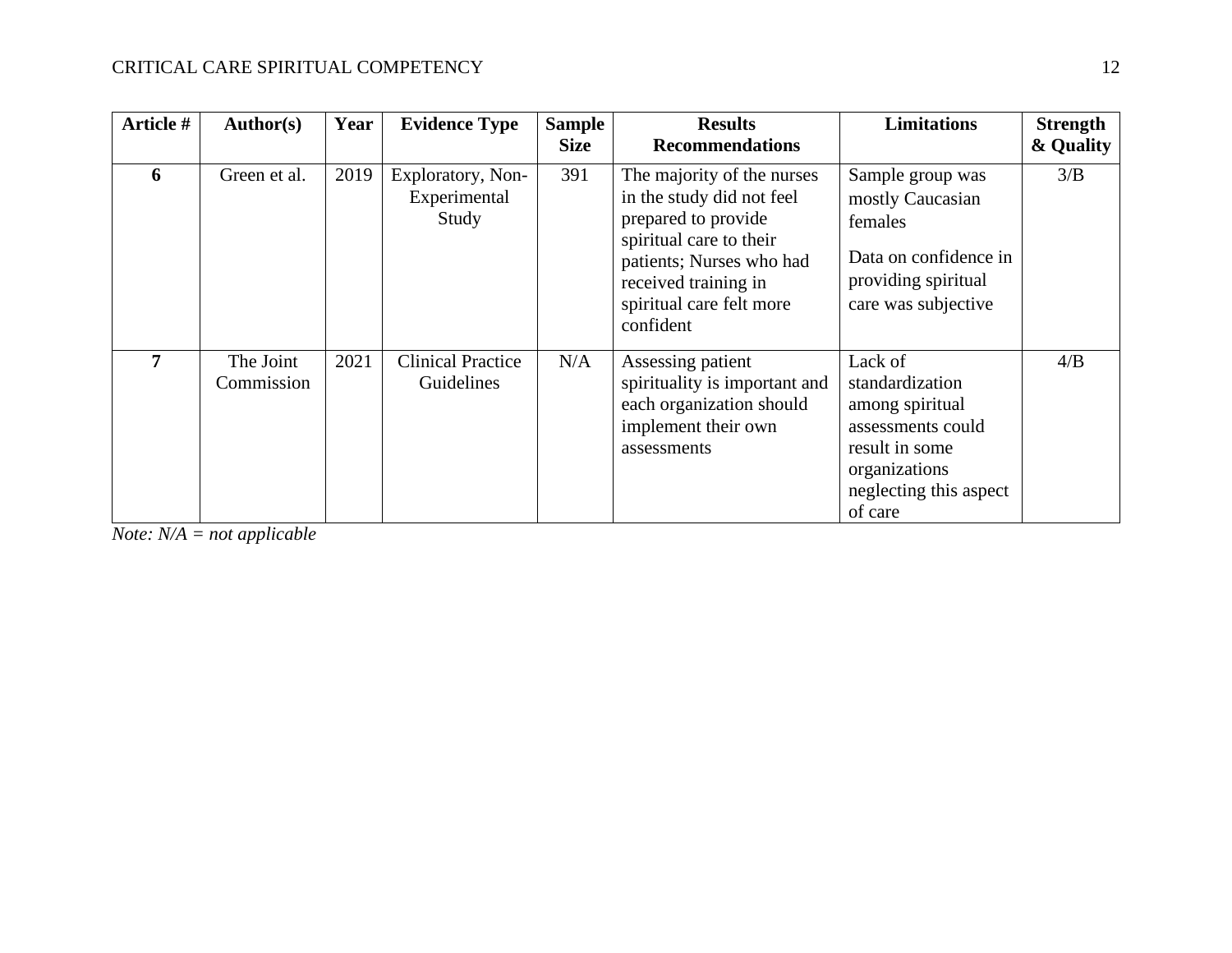| Article # | Author(s) | Year | Evidence Type | Sample Size | Results Recommendations | Limitations | Strength & Quality |
|---|---|---|---|---|---|---|---|
| 6 | Green et al. | 2019 | Exploratory, Non-Experimental Study | 391 | The majority of the nurses in the study did not feel prepared to provide spiritual care to their patients; Nurses who had received training in spiritual care felt more confident | Sample group was mostly Caucasian females<br><br>Data on confidence in providing spiritual care was subjective | 3/B |
| 7 | The Joint Commission | 2021 | Clinical Practice Guidelines | N/A | Assessing patient spirituality is important and each organization should implement their own assessments | Lack of standardization among spiritual assessments could result in some organizations neglecting this aspect of care | 4/B |

*Note: N/A = not applicable*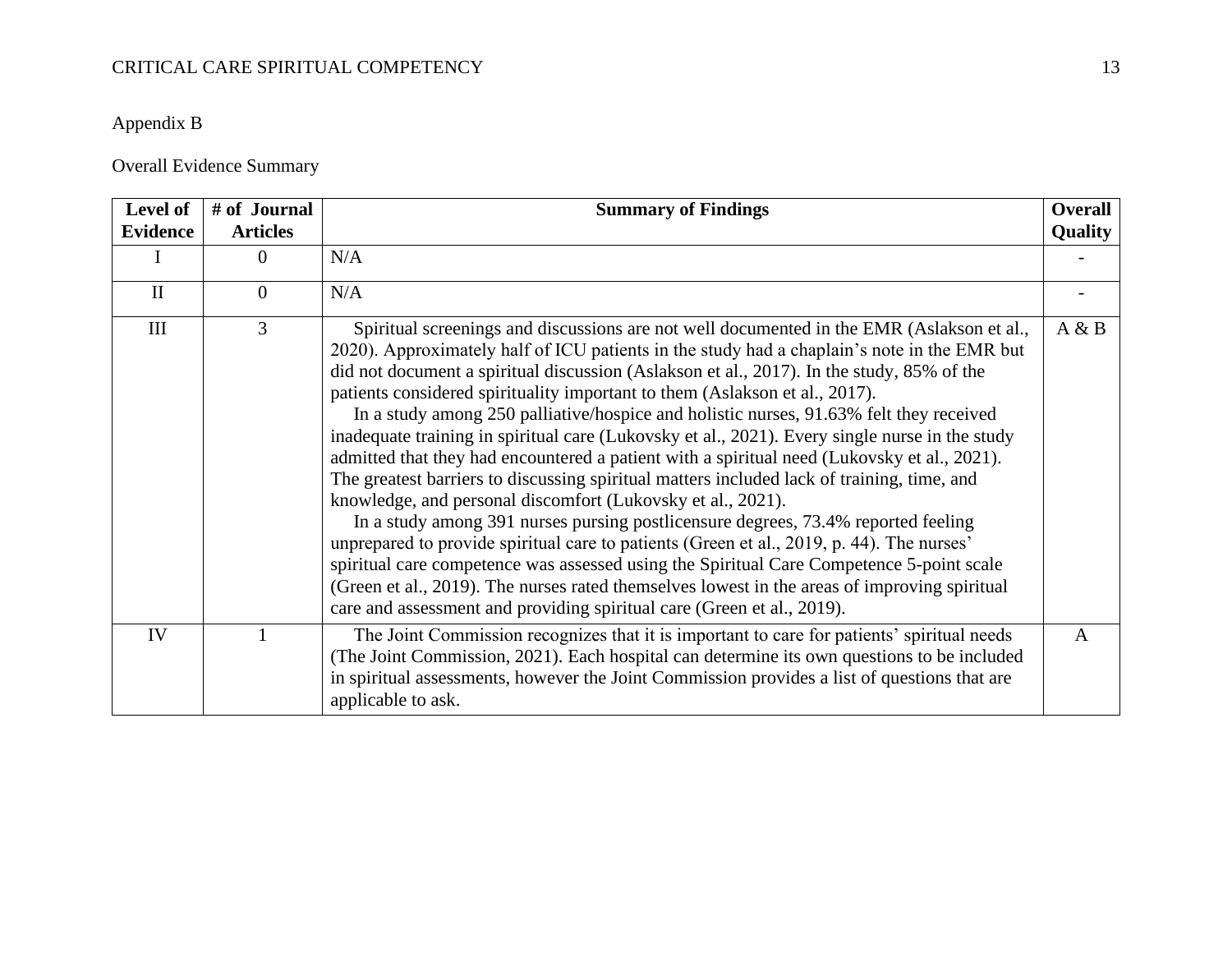Appendix B

Overall Evidence Summary

| Level of Evidence | # of Journal Articles | Summary of Findings | Overall Quality |
|---|---|---|---|
| I | 0 | N/A | - |
| II | 0 | N/A | - |
| III | 3 | Spiritual screenings and discussions are not well documented in the EMR (Aslakson et al., 2020). Approximately half of ICU patients in the study had a chaplain's note in the EMR but did not document a spiritual discussion (Aslakson et al., 2017). In the study, 85% of the patients considered spirituality important to them (Aslakson et al., 2017). <br> In a study among 250 palliative/hospice and holistic nurses, 91.63% felt they received inadequate training in spiritual care (Lukovsky et al., 2021). Every single nurse in the study admitted that they had encountered a patient with a spiritual need (Lukovsky et al., 2021). The greatest barriers to discussing spiritual matters included lack of training, time, and knowledge, and personal discomfort (Lukovsky et al., 2021). <br> In a study among 391 nurses pursing postlicensure degrees, 73.4% reported feeling unprepared to provide spiritual care to patients (Green et al., 2019, p. 44). The nurses' spiritual care competence was assessed using the Spiritual Care Competence 5-point scale (Green et al., 2019). The nurses rated themselves lowest in the areas of improving spiritual care and assessment and providing spiritual care (Green et al., 2019). | A & B |
| IV | 1 | The Joint Commission recognizes that it is important to care for patients' spiritual needs (The Joint Commission, 2021). Each hospital can determine its own questions to be included in spiritual assessments, however the Joint Commission provides a list of questions that are applicable to ask. | A |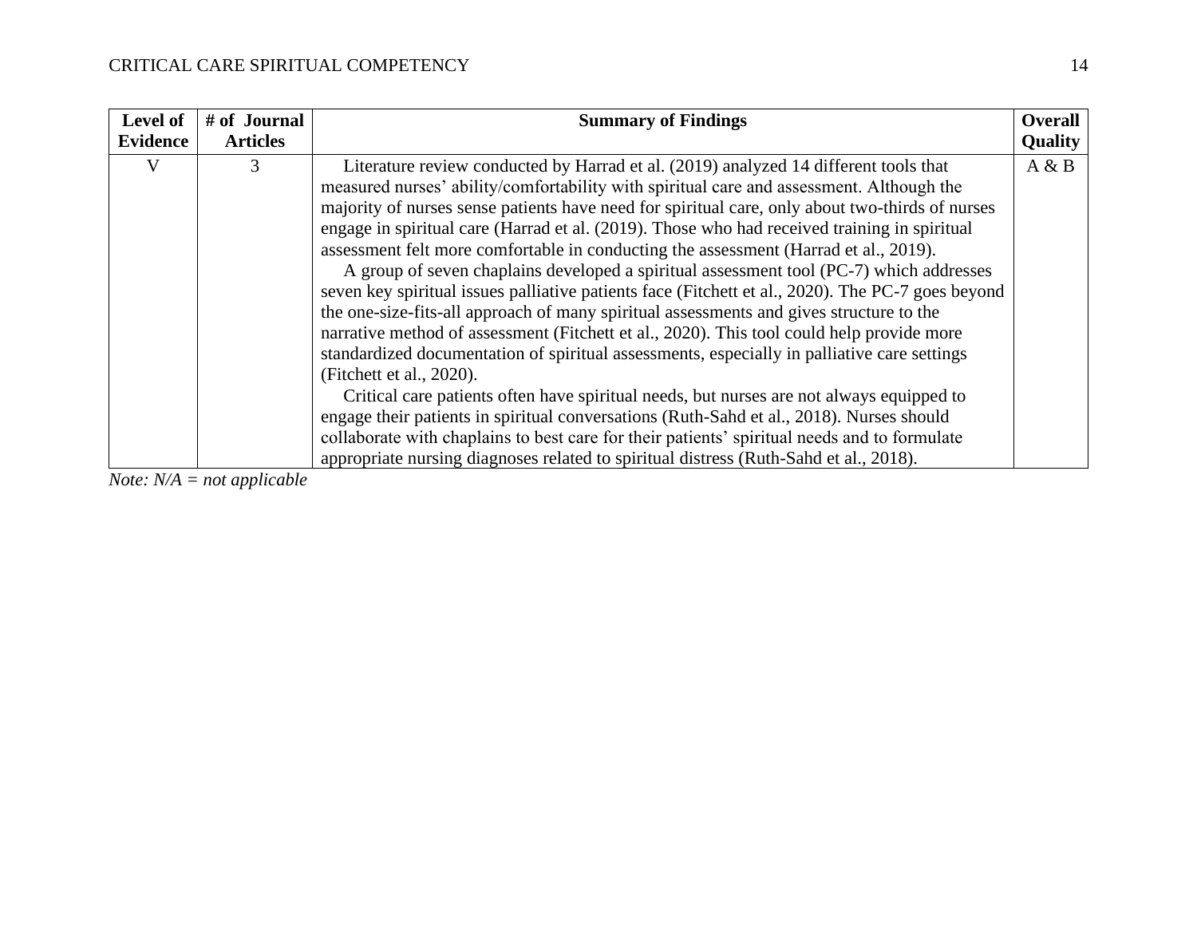| Level of Evidence | # of Journal Articles | Summary of Findings | Overall Quality |
|---|---|---|---|
| V | 3 | Literature review conducted by Harrad et al. (2019) analyzed 14 different tools that measured nurses' ability/comfortability with spiritual care and assessment. Although the majority of nurses sense patients have need for spiritual care, only about two-thirds of nurses engage in spiritual care (Harrad et al. (2019). Those who had received training in spiritual assessment felt more comfortable in conducting the assessment (Harrad et al., 2019). A group of seven chaplains developed a spiritual assessment tool (PC-7) which addresses seven key spiritual issues palliative patients face (Fitchett et al., 2020). The PC-7 goes beyond the one-size-fits-all approach of many spiritual assessments and gives structure to the narrative method of assessment (Fitchett et al., 2020). This tool could help provide more standardized documentation of spiritual assessments, especially in palliative care settings (Fitchett et al., 2020). Critical care patients often have spiritual needs, but nurses are not always equipped to engage their patients in spiritual conversations (Ruth-Sahd et al., 2018). Nurses should collaborate with chaplains to best care for their patients' spiritual needs and to formulate appropriate nursing diagnoses related to spiritual distress (Ruth-Sahd et al., 2018). | A & B |

*Note: N/A = not applicable*